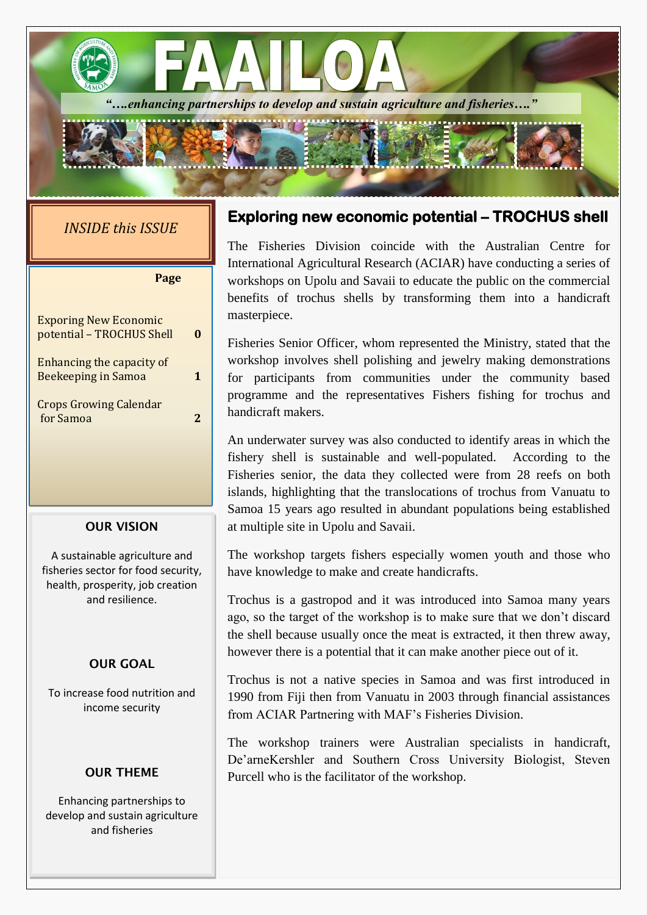# FAAILOA

*"….enhancing partnerships to develop and sustain agriculture and fisheries…."*

*INSIDE this ISSUE*

| | Page |
|---|---|
| Exporing New Economic potential – TROCHUS Shell | 0 |
| Enhancing the capacity of Beekeeping in Samoa | 1 |
| Crops Growing Calendar for Samoa | 2 |

**OUR VISION**

A sustainable agriculture and fisheries sector for food security, health, prosperity, job creation and resilience.

**OUR GOAL**

To increase food nutrition and income security

**OUR THEME**

Enhancing partnerships to develop and sustain agriculture and fisheries

## Exploring new economic potential – TROCHUS shell

The Fisheries Division coincide with the Australian Centre for International Agricultural Research (ACIAR) have conducting a series of workshops on Upolu and Savaii to educate the public on the commercial benefits of trochus shells by transforming them into a handicraft masterpiece.

Fisheries Senior Officer, whom represented the Ministry, stated that the workshop involves shell polishing and jewelry making demonstrations for participants from communities under the community based programme and the representatives Fishers fishing for trochus and handicraft makers.

An underwater survey was also conducted to identify areas in which the fishery shell is sustainable and well-populated. According to the Fisheries senior, the data they collected were from 28 reefs on both islands, highlighting that the translocations of trochus from Vanuatu to Samoa 15 years ago resulted in abundant populations being established at multiple site in Upolu and Savaii.

The workshop targets fishers especially women youth and those who have knowledge to make and create handicrafts.

Trochus is a gastropod and it was introduced into Samoa many years ago, so the target of the workshop is to make sure that we don't discard the shell because usually once the meat is extracted, it then threw away, however there is a potential that it can make another piece out of it.

Trochus is not a native species in Samoa and was first introduced in 1990 from Fiji then from Vanuatu in 2003 through financial assistances from ACIAR Partnering with MAF's Fisheries Division.

The workshop trainers were Australian specialists in handicraft, De'arneKershler and Southern Cross University Biologist, Steven Purcell who is the facilitator of the workshop.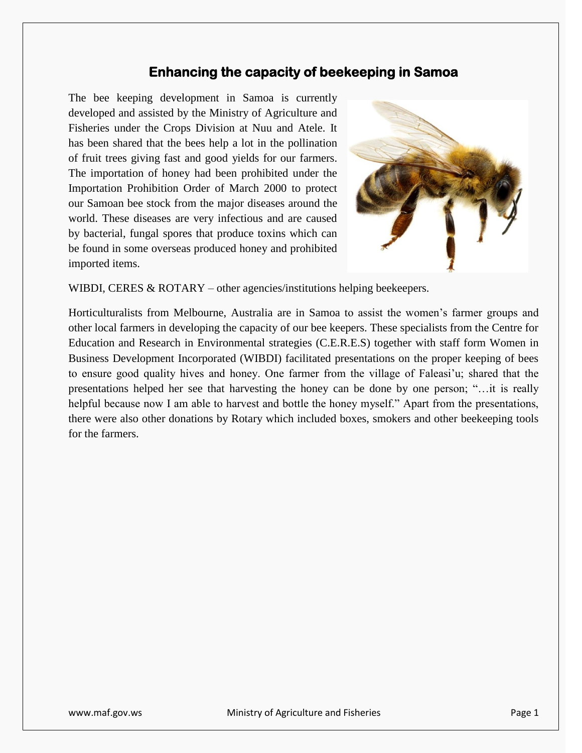# Enhancing the capacity of beekeeping in Samoa

The bee keeping development in Samoa is currently developed and assisted by the Ministry of Agriculture and Fisheries under the Crops Division at Nuu and Atele. It has been shared that the bees help a lot in the pollination of fruit trees giving fast and good yields for our farmers. The importation of honey had been prohibited under the Importation Prohibition Order of March 2000 to protect our Samoan bee stock from the major diseases around the world. These diseases are very infectious and are caused by bacterial, fungal spores that produce toxins which can be found in some overseas produced honey and prohibited imported items.

WIBDI, CERES & ROTARY – other agencies/institutions helping beekeepers.

Horticulturalists from Melbourne, Australia are in Samoa to assist the women's farmer groups and other local farmers in developing the capacity of our bee keepers. These specialists from the Centre for Education and Research in Environmental strategies (C.E.R.E.S) together with staff form Women in Business Development Incorporated (WIBDI) facilitated presentations on the proper keeping of bees to ensure good quality hives and honey. One farmer from the village of Faleasi'u; shared that the presentations helped her see that harvesting the honey can be done by one person; "…it is really helpful because now I am able to harvest and bottle the honey myself." Apart from the presentations, there were also other donations by Rotary which included boxes, smokers and other beekeeping tools for the farmers.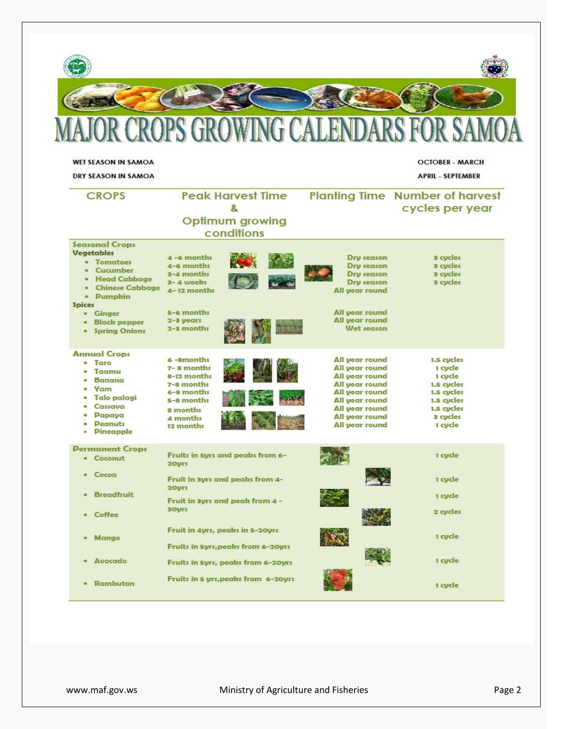# MAJOR CROPS GROWING CALENDARS FOR SAMOA

| | |
|---|---|
| **WET SEASON IN SAMOA** | **OCTOBER - MARCH** |
| **DRY SEASON IN SAMOA** | **APRIL - SEPTEMBER** |

| CROPS | Peak Harvest Time & Optimum growing conditions | Planting Time | Number of harvest cycles per year |
|---|---|---|---|
| **Seasonal Crops** | | | |
| **Vegetables** | | | |
| • Tomatoes | 4 -6 months | Dry season | 3 cycles |
| • Cucumber | 4-6 months | Dry season | 3 cycles |
| • Head Cabbage | 3-4 months | Dry season | 3 cycles |
| • Chinese Cabbage | 3- 4 weeks | Dry season | 3 cycles |
| • Pumpkin | 4- 12 months | All year round | |
| **Spices** | | | |
| • Ginger | 5-6 months | All year round | |
| • Black pepper | 2-3 years | All year round | |
| • Spring Onions | 2-3 months | Wet season | |
| **Annual Crops** | | | |
| • Taro | 6 -8months | All year round | 1.5 cycles |
| • Taamu | 7- 8 months | All year round | 1 cycle |
| • Banana | 8-12 months | All year round | 1 cycle |
| • Yam | 7-8 months | All year round | 1.5 cycles |
| • Talo palagi | 6-8 months | All year round | 1.5 cycles |
| • Cassava | 5-8 months | All year round | 1.5 cycles |
| • Papaya | 8 months | All year round | 1.5 cycles |
| • Peanuts | 4 months | All year round | 3 cycles |
| • Pineapple | 12 months | All year round | 1 cycle |
| **Permanent Crops** | | | |
| • Coconut | Fruits in 5yrs and peaks from 6-20yrs | | 1 cycle |
| • Cocoa | Fruit in 3yrs and peaks from 4-20yrs | | 1 cycle |
| • Breadfruit | Fruit in 3yrs and peak from 4 -30yrs | | 1 cycle |
| • Coffee | Fruit in 4yrs, peaks in 5-20yrs | | 2 cycles |
| • Mango | Fruits in 5yrs,peaks from 6-20yrs | | 1 cycle |
| • Avocado | Fruits in 5yrs, peaks from 6-20yrs | | 1 cycle |
| • Rambutan | Fruits in 5 yrs,peaks from 6-20yrs | | 1 cycle |